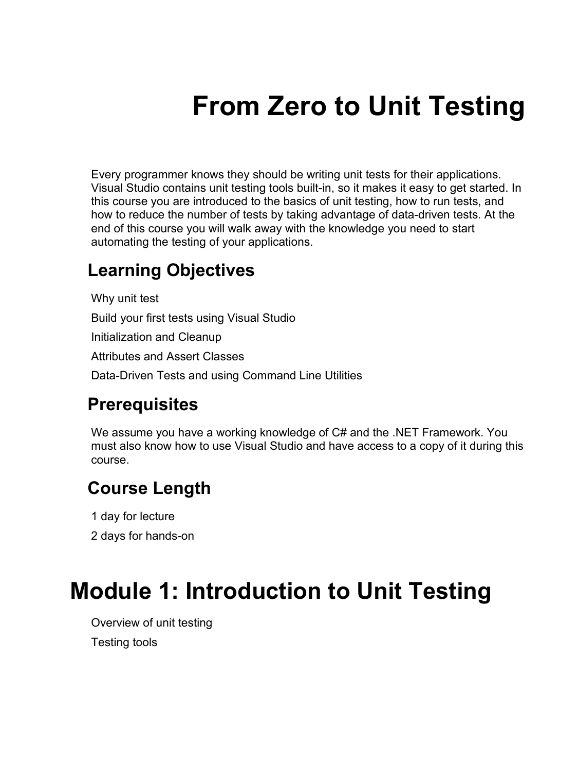# From Zero to Unit Testing

Every programmer knows they should be writing unit tests for their applications. Visual Studio contains unit testing tools built-in, so it makes it easy to get started. In this course you are introduced to the basics of unit testing, how to run tests, and how to reduce the number of tests by taking advantage of data-driven tests. At the end of this course you will walk away with the knowledge you need to start automating the testing of your applications.

## Learning Objectives

Why unit test

Build your first tests using Visual Studio

Initialization and Cleanup

Attributes and Assert Classes

Data-Driven Tests and using Command Line Utilities

## Prerequisites

We assume you have a working knowledge of C# and the .NET Framework. You must also know how to use Visual Studio and have access to a copy of it during this course.

## Course Length

1 day for lecture

2 days for hands-on

# Module 1: Introduction to Unit Testing

Overview of unit testing

Testing tools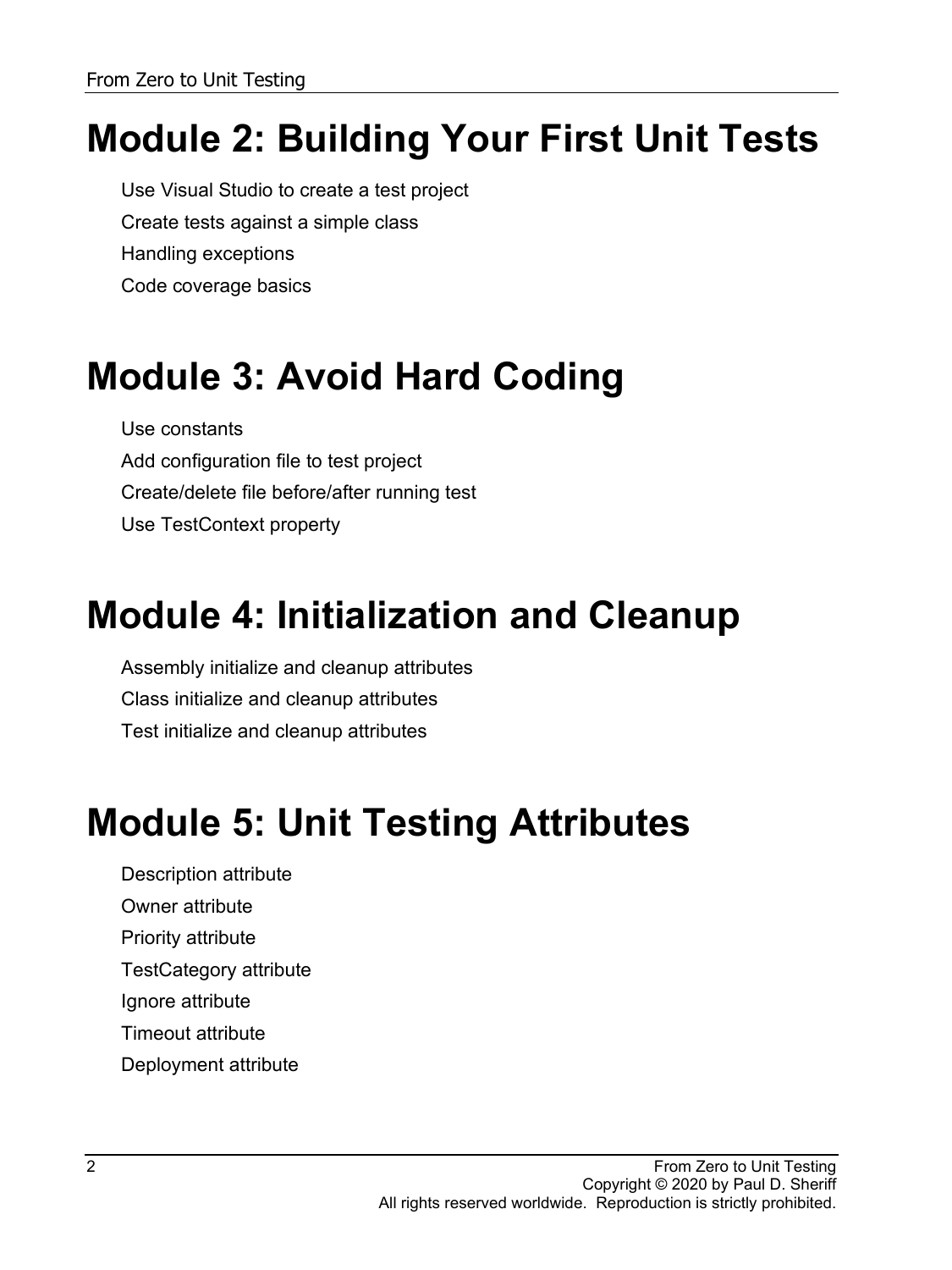# Module 2: Building Your First Unit Tests

Use Visual Studio to create a test project

Create tests against a simple class

Handling exceptions

Code coverage basics

# Module 3: Avoid Hard Coding

Use constants

Add configuration file to test project

Create/delete file before/after running test

Use TestContext property

# Module 4: Initialization and Cleanup

Assembly initialize and cleanup attributes

Class initialize and cleanup attributes

Test initialize and cleanup attributes

# Module 5: Unit Testing Attributes

Description attribute

Owner attribute

Priority attribute

TestCategory attribute

Ignore attribute

Timeout attribute

Deployment attribute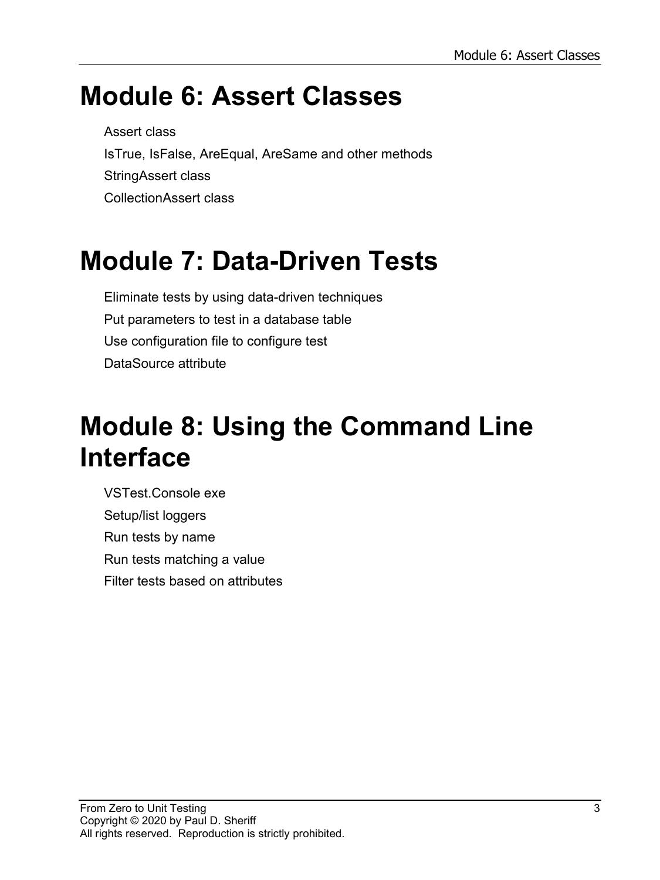# Module 6: Assert Classes

Assert class

IsTrue, IsFalse, AreEqual, AreSame and other methods

StringAssert class

CollectionAssert class

# Module 7: Data-Driven Tests

Eliminate tests by using data-driven techniques

Put parameters to test in a database table

Use configuration file to configure test

DataSource attribute

# Module 8: Using the Command Line Interface

VSTest.Console exe

Setup/list loggers

Run tests by name

Run tests matching a value

Filter tests based on attributes